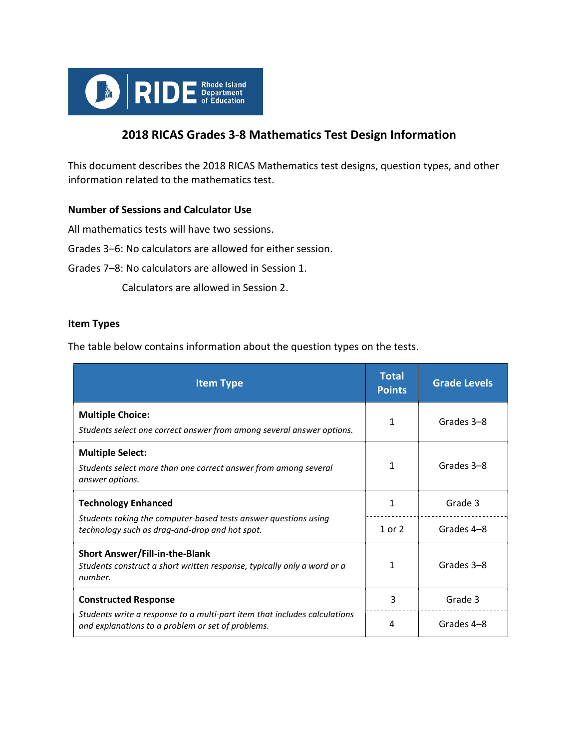# 2018 RICAS Grades 3-8 Mathematics Test Design Information

This document describes the 2018 RICAS Mathematics test designs, question types, and other information related to the mathematics test.

### Number of Sessions and Calculator Use

All mathematics tests will have two sessions.

Grades 3–6: No calculators are allowed for either session.

Grades 7–8: No calculators are allowed in Session 1.

Calculators are allowed in Session 2.

### Item Types

The table below contains information about the question types on the tests.

| Item Type | Total Points | Grade Levels |
|---|---|---|
| **Multiple Choice:** *Students select one correct answer from among several answer options.* | 1 | Grades 3–8 |
| **Multiple Select:** *Students select more than one correct answer from among several answer options.* | 1 | Grades 3–8 |
| **Technology Enhanced** *Students taking the computer-based tests answer questions using technology such as drag-and-drop and hot spot.* | 1 | Grade 3 |
| | 1 or 2 | Grades 4–8 |
| **Short Answer/Fill-in-the-Blank** *Students construct a short written response, typically only a word or a number.* | 1 | Grades 3–8 |
| **Constructed Response** *Students write a response to a multi-part item that includes calculations and explanations to a problem or set of problems.* | 3 | Grade 3 |
| | 4 | Grades 4–8 |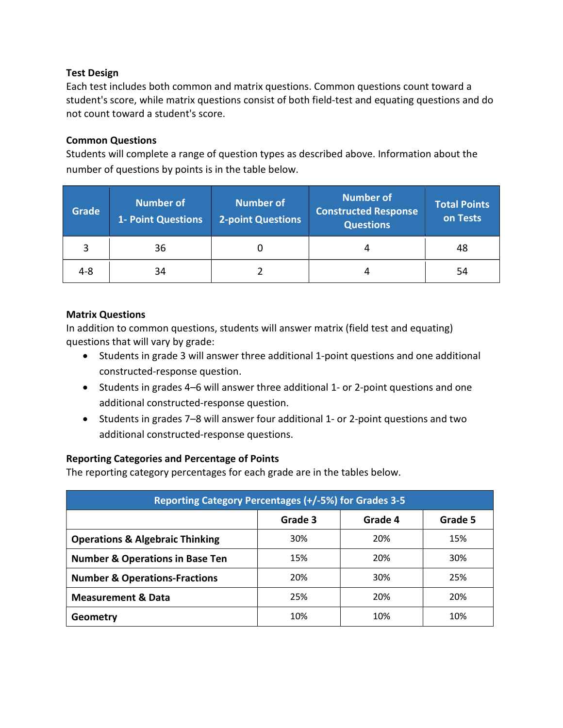### Test Design

Each test includes both common and matrix questions. Common questions count toward a student's score, while matrix questions consist of both field-test and equating questions and do not count toward a student's score.

### Common Questions

Students will complete a range of question types as described above. Information about the number of questions by points is in the table below.

| Grade | Number of 1- Point Questions | Number of 2-point Questions | Number of Constructed Response Questions | Total Points on Tests |
|---|---|---|---|---|
| 3 | 36 | 0 | 4 | 48 |
| 4-8 | 34 | 2 | 4 | 54 |

### Matrix Questions

In addition to common questions, students will answer matrix (field test and equating) questions that will vary by grade:

- Students in grade 3 will answer three additional 1-point questions and one additional constructed-response question.
- Students in grades 4–6 will answer three additional 1- or 2-point questions and one additional constructed-response question.
- Students in grades 7–8 will answer four additional 1- or 2-point questions and two additional constructed-response questions.

### Reporting Categories and Percentage of Points

The reporting category percentages for each grade are in the tables below.

| Reporting Category Percentages (+/-5%) for Grades 3-5 | | | |
|---|---|---|---|
| | **Grade 3** | **Grade 4** | **Grade 5** |
| **Operations & Algebraic Thinking** | 30% | 20% | 15% |
| **Number & Operations in Base Ten** | 15% | 20% | 30% |
| **Number & Operations-Fractions** | 20% | 30% | 25% |
| **Measurement & Data** | 25% | 20% | 20% |
| **Geometry** | 10% | 10% | 10% |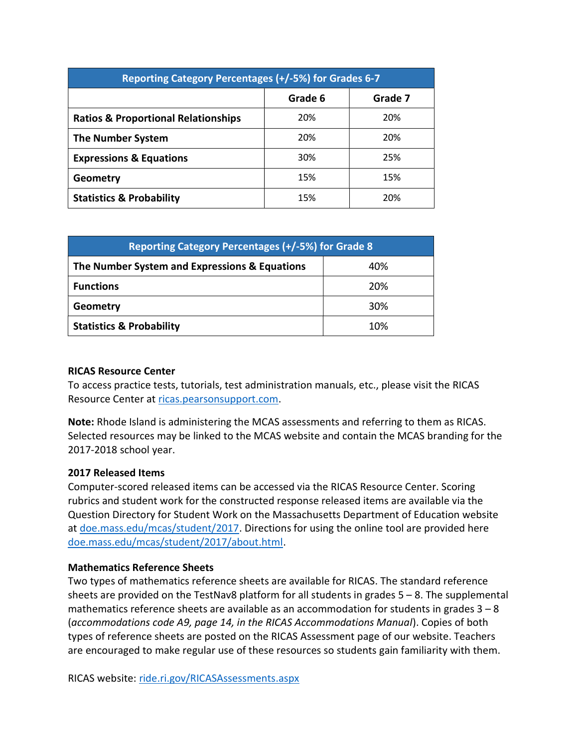| Reporting Category Percentages (+/-5%) for Grades 6-7 | | |
|---|---|---|
| | **Grade 6** | **Grade 7** |
| **Ratios & Proportional Relationships** | 20% | 20% |
| **The Number System** | 20% | 20% |
| **Expressions & Equations** | 30% | 25% |
| **Geometry** | 15% | 15% |
| **Statistics & Probability** | 15% | 20% |

| Reporting Category Percentages (+/-5%) for Grade 8 | |
|---|---|
| **The Number System and Expressions & Equations** | 40% |
| **Functions** | 20% |
| **Geometry** | 30% |
| **Statistics & Probability** | 10% |

**RICAS Resource Center**

To access practice tests, tutorials, test administration manuals, etc., please visit the RICAS Resource Center at ricas.pearsonsupport.com.

**Note:** Rhode Island is administering the MCAS assessments and referring to them as RICAS. Selected resources may be linked to the MCAS website and contain the MCAS branding for the 2017-2018 school year.

**2017 Released Items**

Computer-scored released items can be accessed via the RICAS Resource Center. Scoring rubrics and student work for the constructed response released items are available via the Question Directory for Student Work on the Massachusetts Department of Education website at doe.mass.edu/mcas/student/2017. Directions for using the online tool are provided here doe.mass.edu/mcas/student/2017/about.html.

**Mathematics Reference Sheets**

Two types of mathematics reference sheets are available for RICAS. The standard reference sheets are provided on the TestNav8 platform for all students in grades 5 – 8. The supplemental mathematics reference sheets are available as an accommodation for students in grades 3 – 8 (*accommodations code A9, page 14, in the RICAS Accommodations Manual*). Copies of both types of reference sheets are posted on the RICAS Assessment page of our website. Teachers are encouraged to make regular use of these resources so students gain familiarity with them.

RICAS website: ride.ri.gov/RICASAssessments.aspx